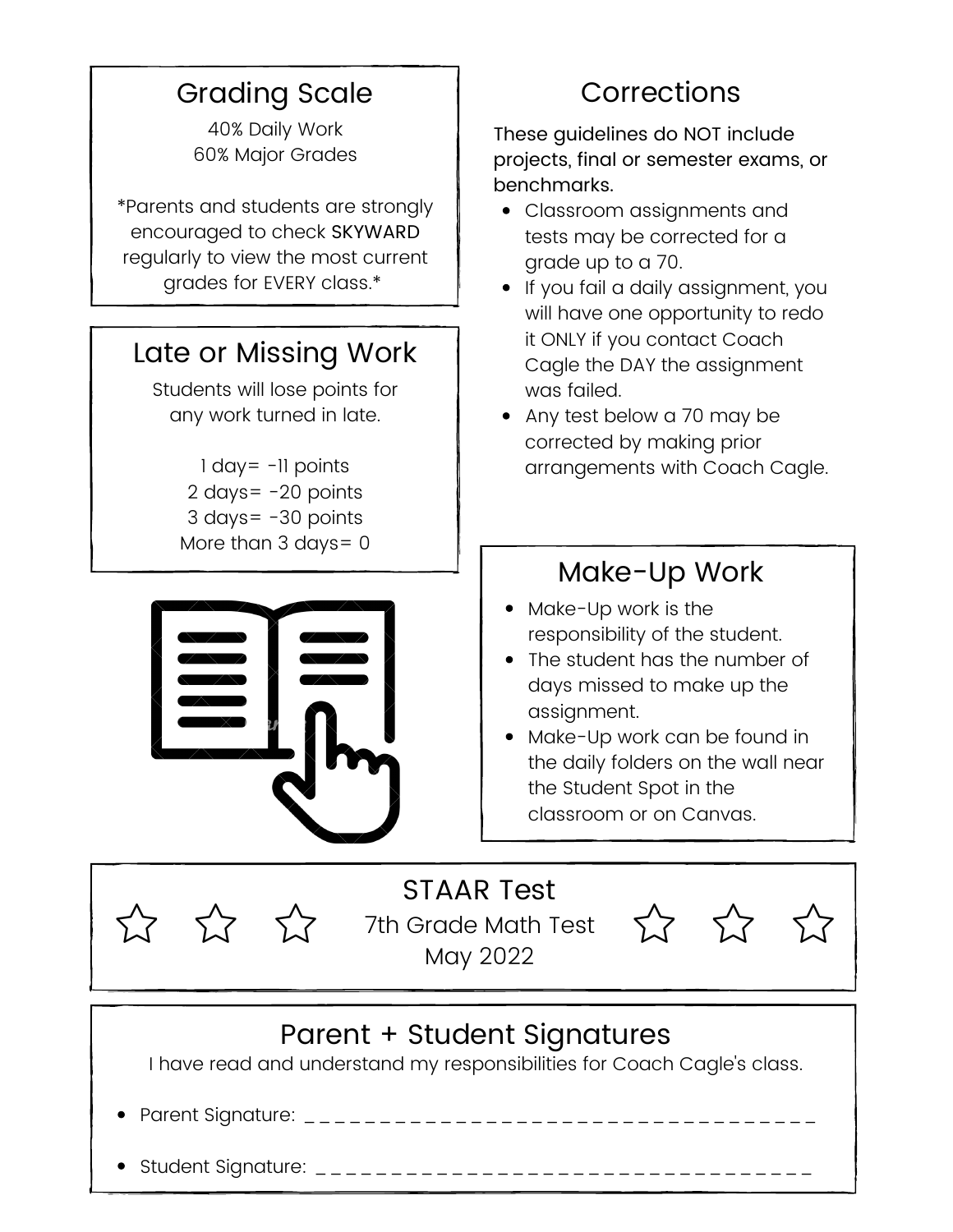## Grading Scale

40% Daily Work
60% Major Grades

*Parents and students are strongly encouraged to check SKYWARD regularly to view the most current grades for EVERY class.*

## Late or Missing Work

Students will lose points for any work turned in late.

1 day= -11 points
2 days= -20 points
3 days= -30 points
More than 3 days= 0

## Corrections

These guidelines do NOT include projects, final or semester exams, or benchmarks.

- Classroom assignments and tests may be corrected for a grade up to a 70.
- If you fail a daily assignment, you will have one opportunity to redo it ONLY if you contact Coach Cagle the DAY the assignment was failed.
- Any test below a 70 may be corrected by making prior arrangements with Coach Cagle.

## Make-Up Work

- Make-Up work is the responsibility of the student.
- The student has the number of days missed to make up the assignment.
- Make-Up work can be found in the daily folders on the wall near the Student Spot in the classroom or on Canvas.

## STAAR Test

7th Grade Math Test
May 2022

## Parent + Student Signatures

I have read and understand my responsibilities for Coach Cagle's class.

- Parent Signature: ____________________________________
- Student Signature: ___________________________________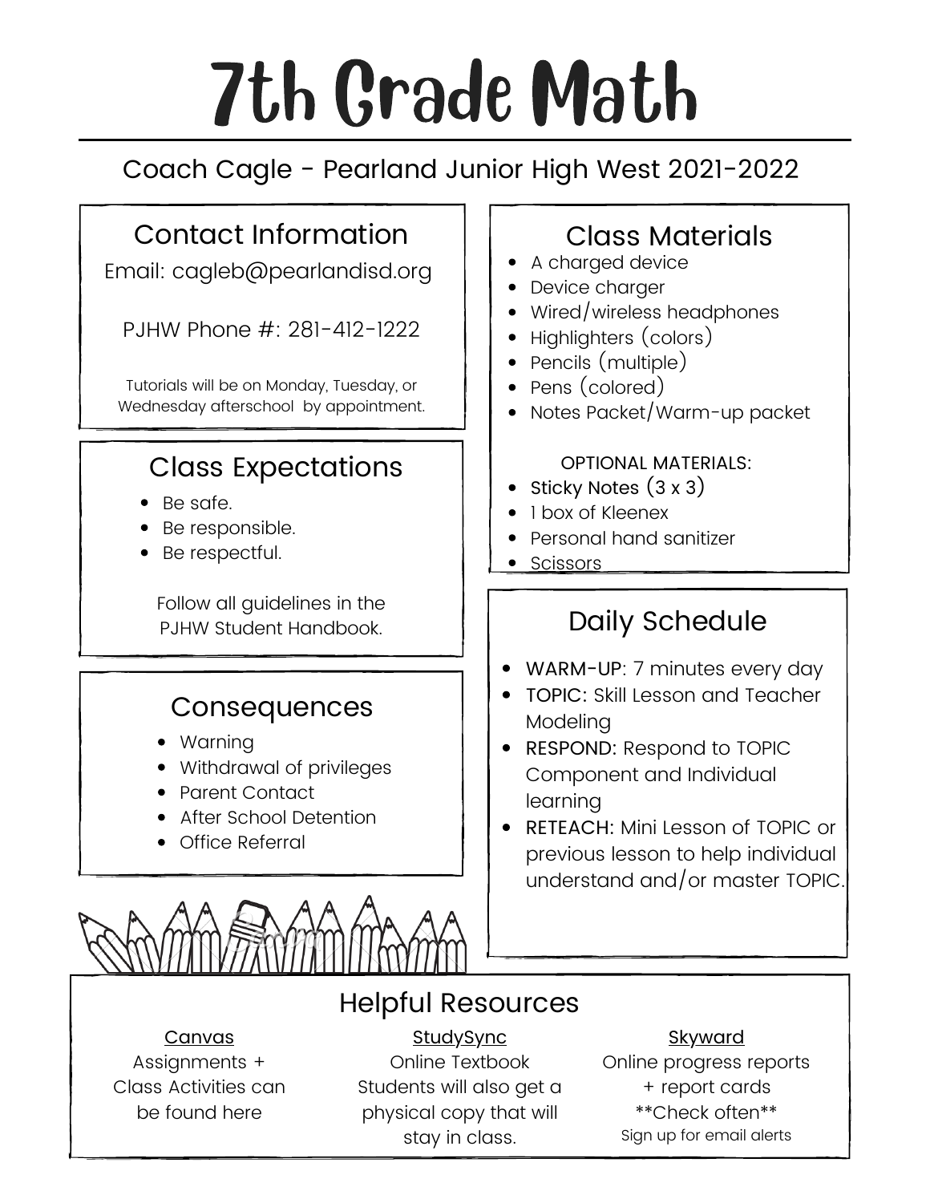# 7th Grade Math

Coach Cagle - Pearland Junior High West 2021-2022

## Contact Information

Email: cagleb@pearlandisd.org

PJHW Phone #: 281-412-1222

Tutorials will be on Monday, Tuesday, or Wednesday afterschool by appointment.

## Class Expectations

- Be safe.
- Be responsible.
- Be respectful.

Follow all guidelines in the PJHW Student Handbook.

## Consequences

- Warning
- Withdrawal of privileges
- Parent Contact
- After School Detention
- Office Referral

## Class Materials

- A charged device
- Device charger
- Wired/wireless headphones
- Highlighters (colors)
- Pencils (multiple)
- Pens (colored)
- Notes Packet/Warm-up packet

OPTIONAL MATERIALS:

- Sticky Notes (3 x 3)
- 1 box of Kleenex
- Personal hand sanitizer
- Scissors

## Daily Schedule

- WARM-UP: 7 minutes every day
- TOPIC: Skill Lesson and Teacher Modeling
- RESPOND: Respond to TOPIC Component and Individual learning
- RETEACH: Mini Lesson of TOPIC or previous lesson to help individual understand and/or master TOPIC.

## Helpful Resources

**Canvas**
Assignments + Class Activities can be found here

**StudySync**
Online Textbook
Students will also get a physical copy that will stay in class.

**Skyward**
Online progress reports + report cards
**Check often**
Sign up for email alerts